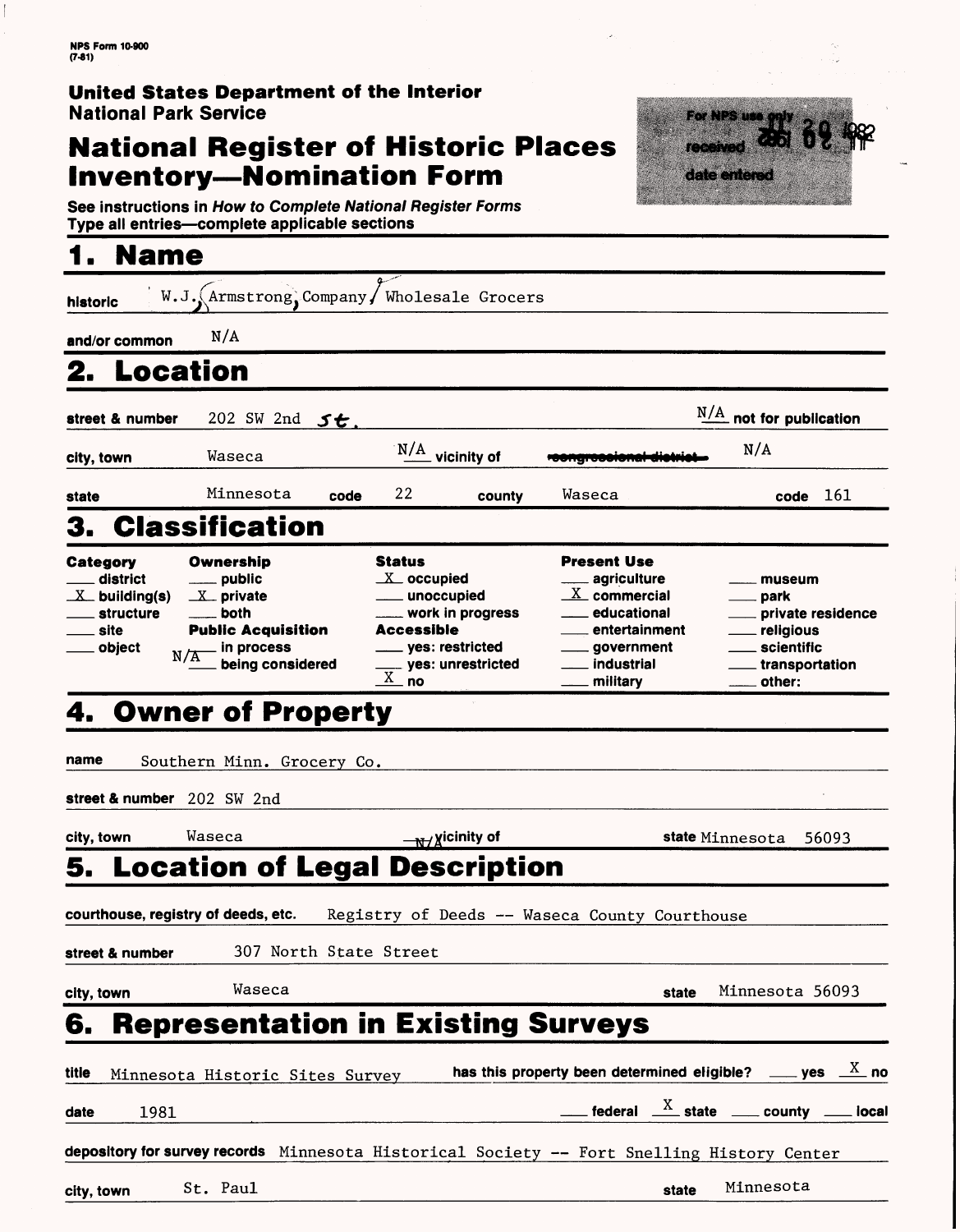NPS Form 10-900
(7-81)

**United States Department of the Interior**
**National Park Service**

# National Register of Historic Places Inventory—Nomination Form

For NPS use only
received
date entered

See instructions in *How to Complete National Register Forms*
Type all entries—complete applicable sections

## 1. Name

**historic** W.J. Armstrong Company/ Wholesale Grocers

**and/or common** N/A

## 2. Location

**street & number** 202 SW 2nd St. — N/A not for publication

**city, town** Waseca — N/A vicinity of — ~~congressional district~~ N/A

**state** Minnesota **code** 22 **county** Waseca **code** 161

## 3. Classification

| Category | Ownership | Status | Present Use | |
|---|---|---|---|---|
| ___ district | ___ public | X occupied | ___ agriculture | ___ museum |
| X building(s) | X private | ___ unoccupied | X commercial | ___ park |
| ___ structure | ___ both | ___ work in progress | ___ educational | ___ private residence |
| ___ site | **Public Acquisition** | **Accessible** | ___ entertainment | ___ religious |
| ___ object | ___ in process | ___ yes: restricted | ___ government | ___ scientific |
| | N/A being considered | ___ yes: unrestricted | ___ industrial | ___ transportation |
| | | X no | ___ military | ___ other: |

## 4. Owner of Property

**name** Southern Minn. Grocery Co.

**street & number** 202 SW 2nd

**city, town** Waseca — N/A vicinity of — **state** Minnesota 56093

## 5. Location of Legal Description

**courthouse, registry of deeds, etc.** Registry of Deeds -- Waseca County Courthouse

**street & number** 307 North State Street

**city, town** Waseca **state** Minnesota 56093

## 6. Representation in Existing Surveys

**title** Minnesota Historic Sites Survey — **has this property been determined eligible?** ___ yes X no

**date** 1981 — ___ federal X state ___ county ___ local

**depository for survey records** Minnesota Historical Society -- Fort Snelling History Center

**city, town** St. Paul **state** Minnesota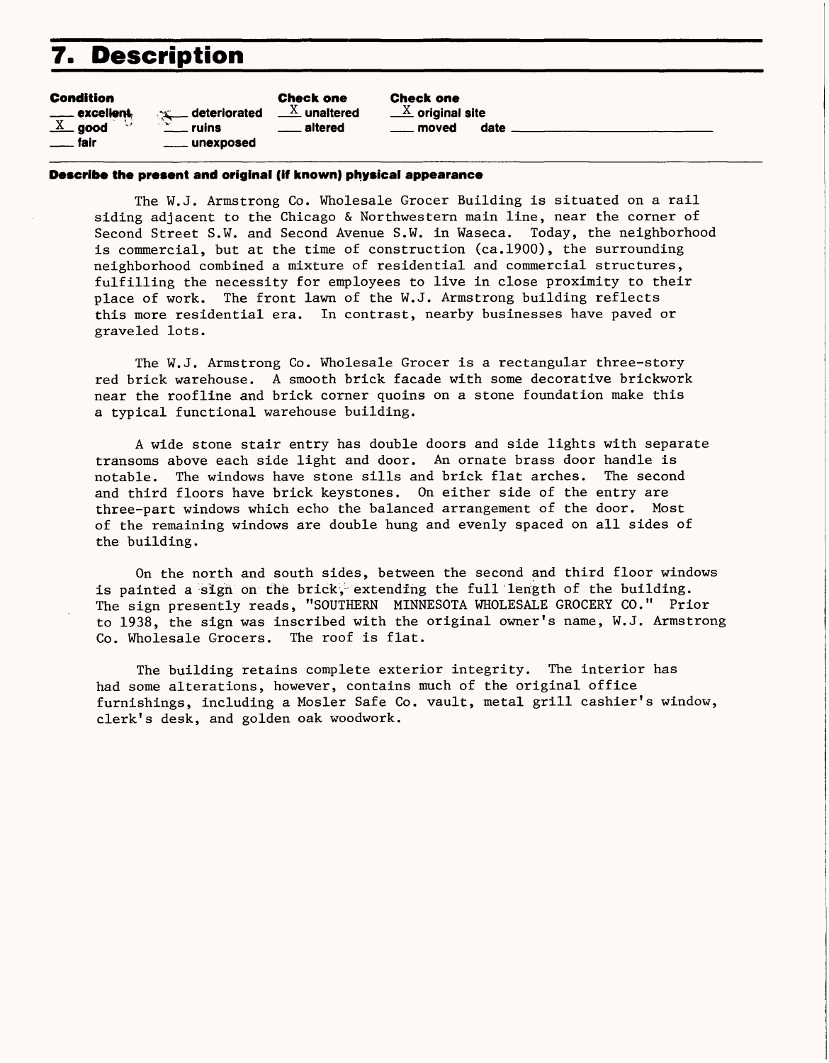# 7. Description

| Condition | | Check one | Check one |
|---|---|---|---|
| ___ excellent | ___ deteriorated | X unaltered | X original site |
| X good | ___ ruins | ___ altered | ___ moved date ___ |
| ___ fair | ___ unexposed | | |

**Describe the present and original (if known) physical appearance**

The W.J. Armstrong Co. Wholesale Grocer Building is situated on a rail siding adjacent to the Chicago & Northwestern main line, near the corner of Second Street S.W. and Second Avenue S.W. in Waseca. Today, the neighborhood is commercial, but at the time of construction (ca.1900), the surrounding neighborhood combined a mixture of residential and commercial structures, fulfilling the necessity for employees to live in close proximity to their place of work. The front lawn of the W.J. Armstrong building reflects this more residential era. In contrast, nearby businesses have paved or graveled lots.

The W.J. Armstrong Co. Wholesale Grocer is a rectangular three-story red brick warehouse. A smooth brick facade with some decorative brickwork near the roofline and brick corner quoins on a stone foundation make this a typical functional warehouse building.

A wide stone stair entry has double doors and side lights with separate transoms above each side light and door. An ornate brass door handle is notable. The windows have stone sills and brick flat arches. The second and third floors have brick keystones. On either side of the entry are three-part windows which echo the balanced arrangement of the door. Most of the remaining windows are double hung and evenly spaced on all sides of the building.

On the north and south sides, between the second and third floor windows is painted a sign on the brick, extending the full length of the building. The sign presently reads, "SOUTHERN MINNESOTA WHOLESALE GROCERY CO." Prior to 1938, the sign was inscribed with the original owner's name, W.J. Armstrong Co. Wholesale Grocers. The roof is flat.

The building retains complete exterior integrity. The interior has had some alterations, however, contains much of the original office furnishings, including a Mosler Safe Co. vault, metal grill cashier's window, clerk's desk, and golden oak woodwork.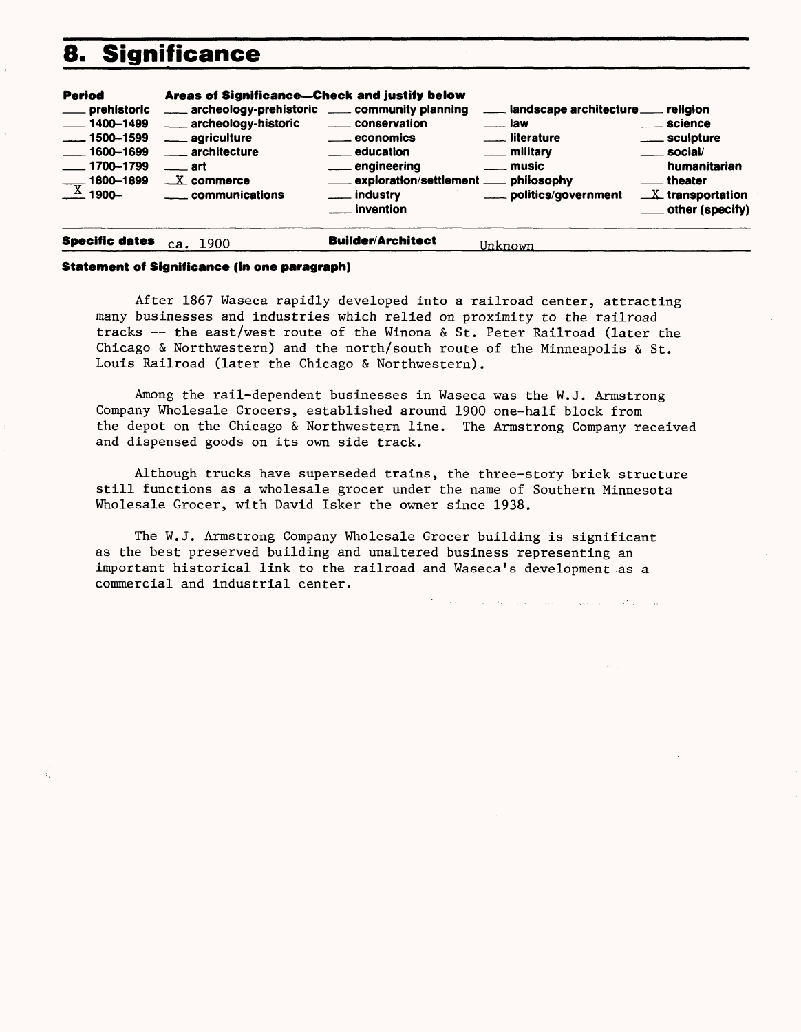# 8. Significance

**Period**

- ___ prehistoric
- ___ 1400–1499
- ___ 1500–1599
- ___ 1600–1699
- ___ 1700–1799
- ___ 1800–1899
- X 1900–

**Areas of Significance—Check and justify below**

| | | | |
|---|---|---|---|
| ___ archeology-prehistoric | ___ community planning | ___ landscape architecture | ___ religion |
| ___ archeology-historic | ___ conservation | ___ law | ___ science |
| ___ agriculture | ___ economics | ___ literature | ___ sculpture |
| ___ architecture | ___ education | ___ military | ___ social/humanitarian |
| ___ art | ___ engineering | ___ music | ___ theater |
| X commerce | ___ exploration/settlement | ___ philosophy | X transportation |
| ___ communications | ___ industry | ___ politics/government | ___ other (specify) |
| | ___ invention | | |

**Specific dates** ca. 1900 **Builder/Architect** Unknown

**Statement of Significance (in one paragraph)**

After 1867 Waseca rapidly developed into a railroad center, attracting many businesses and industries which relied on proximity to the railroad tracks -- the east/west route of the Winona & St. Peter Railroad (later the Chicago & Northwestern) and the north/south route of the Minneapolis & St. Louis Railroad (later the Chicago & Northwestern).

Among the rail-dependent businesses in Waseca was the W.J. Armstrong Company Wholesale Grocers, established around 1900 one-half block from the depot on the Chicago & Northwestern line. The Armstrong Company received and dispensed goods on its own side track.

Although trucks have superseded trains, the three-story brick structure still functions as a wholesale grocer under the name of Southern Minnesota Wholesale Grocer, with David Isker the owner since 1938.

The W.J. Armstrong Company Wholesale Grocer building is significant as the best preserved building and unaltered business representing an important historical link to the railroad and Waseca's development as a commercial and industrial center.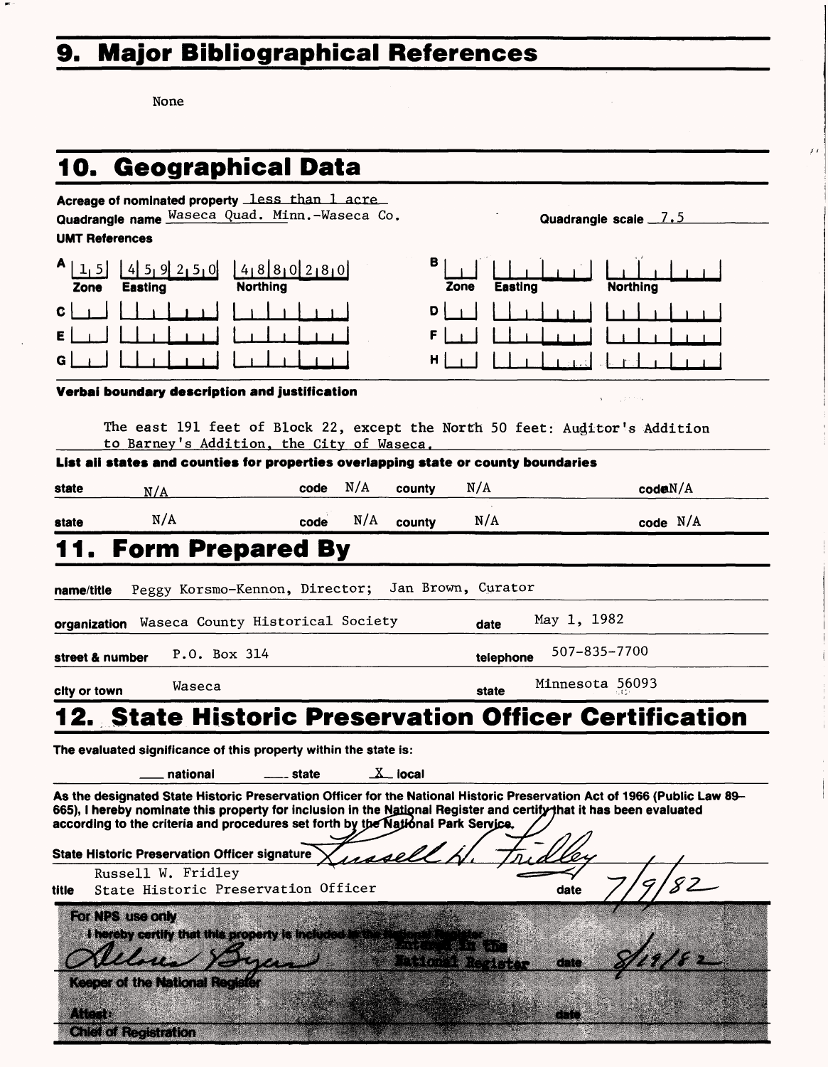## 9. Major Bibliographical References

None

## 10. Geographical Data

**Acreage of nominated property** less than 1 acre

**Quadrangle name** Waseca Quad. Minn.-Waseca Co.

**Quadrangle scale** 7.5

**UMT References**

| | Zone | Easting | Northing |
|---|---|---|---|
| A | 1 5 | 4 5 9 2 5 0 | 4 8 8 0 2 8 0 |
| B | | | |
| C | | | |
| D | | | |
| E | | | |
| F | | | |
| G | | | |
| H | | | |

**Verbal boundary description and justification**

The east 191 feet of Block 22, except the North 50 feet: Auditor's Addition to Barney's Addition, the City of Waseca.

**List all states and counties for properties overlapping state or county boundaries**

| state | code | county | code |
|---|---|---|---|
| N/A | N/A | N/A | N/A |
| N/A | N/A | N/A | N/A |

## 11. Form Prepared By

**name/title** Peggy Korsmo-Kennon, Director; Jan Brown, Curator

**organization** Waseca County Historical Society **date** May 1, 1982

**street & number** P.O. Box 314 **telephone** 507-835-7700

**city or town** Waseca **state** Minnesota 56093

## 12. State Historic Preservation Officer Certification

**The evaluated significance of this property within the state is:**

___ national ___ state X local

As the designated State Historic Preservation Officer for the National Historic Preservation Act of 1966 (Public Law 89-665), I hereby nominate this property for inclusion in the National Register and certify that it has been evaluated according to the criteria and procedures set forth by the National Park Service.

**State Historic Preservation Officer signature** Russell W. Fridley

Russell W. Fridley

**title** State Historic Preservation Officer **date** 7/9/82

**For NPS use only**

I hereby certify that this property is included in the National Register

Entered in the National Register

Delores Byers **date** 8/19/82

Keeper of the National Register

Attest: **date**

Chief of Registration